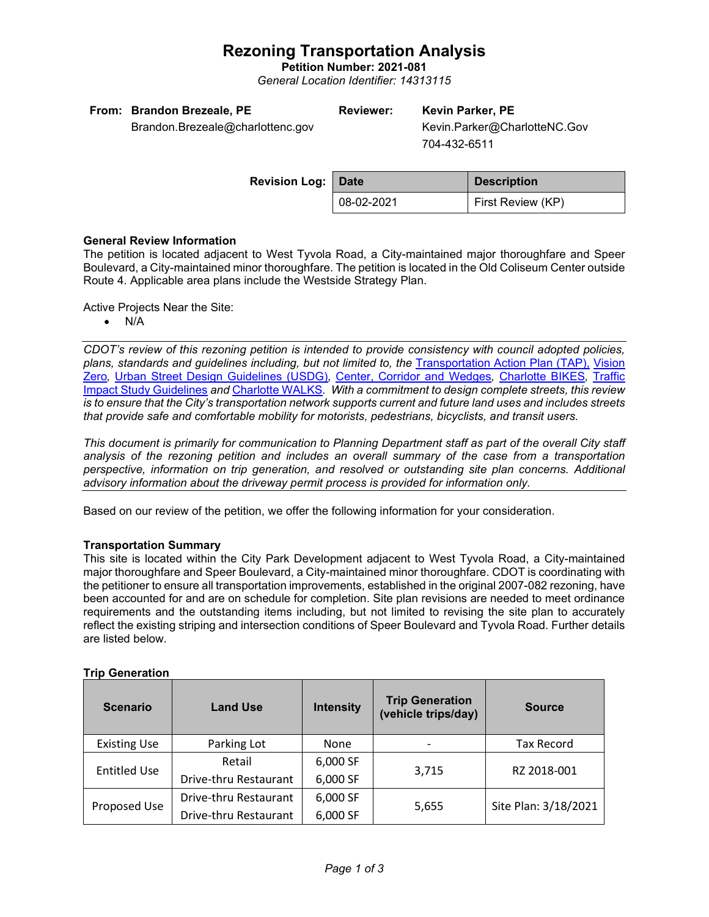# Rezoning Transportation Analysis

**Petition Number: 2021-081**

*General Location Identifier: 14313115*

**From:** **Brandon Brezeale, PE**
Brandon.Brezeale@charlottenc.gov

**Reviewer:** **Kevin Parker, PE**
Kevin.Parker@CharlotteNC.Gov
704-432-6511

**Revision Log:**

| Date | Description |
|---|---|
| 08-02-2021 | First Review (KP) |

### General Review Information

The petition is located adjacent to West Tyvola Road, a City-maintained major thoroughfare and Speer Boulevard, a City-maintained minor thoroughfare. The petition is located in the Old Coliseum Center outside Route 4. Applicable area plans include the Westside Strategy Plan.

Active Projects Near the Site:

- N/A

*CDOT's review of this rezoning petition is intended to provide consistency with council adopted policies, plans, standards and guidelines including, but not limited to, the Transportation Action Plan (TAP), Vision Zero, Urban Street Design Guidelines (USDG), Center, Corridor and Wedges, Charlotte BIKES, Traffic Impact Study Guidelines and Charlotte WALKS. With a commitment to design complete streets, this review is to ensure that the City's transportation network supports current and future land uses and includes streets that provide safe and comfortable mobility for motorists, pedestrians, bicyclists, and transit users.*

*This document is primarily for communication to Planning Department staff as part of the overall City staff analysis of the rezoning petition and includes an overall summary of the case from a transportation perspective, information on trip generation, and resolved or outstanding site plan concerns. Additional advisory information about the driveway permit process is provided for information only.*

Based on our review of the petition, we offer the following information for your consideration.

### Transportation Summary

This site is located within the City Park Development adjacent to West Tyvola Road, a City-maintained major thoroughfare and Speer Boulevard, a City-maintained minor thoroughfare. CDOT is coordinating with the petitioner to ensure all transportation improvements, established in the original 2007-082 rezoning, have been accounted for and are on schedule for completion. Site plan revisions are needed to meet ordinance requirements and the outstanding items including, but not limited to revising the site plan to accurately reflect the existing striping and intersection conditions of Speer Boulevard and Tyvola Road. Further details are listed below.

### Trip Generation

| Scenario | Land Use | Intensity | Trip Generation (vehicle trips/day) | Source |
|---|---|---|---|---|
| Existing Use | Parking Lot | None | - | Tax Record |
| Entitled Use | Retail | 6,000 SF | 3,715 | RZ 2018-001 |
| | Drive-thru Restaurant | 6,000 SF | | |
| Proposed Use | Drive-thru Restaurant | 6,000 SF | 5,655 | Site Plan: 3/18/2021 |
| | Drive-thru Restaurant | 6,000 SF | | |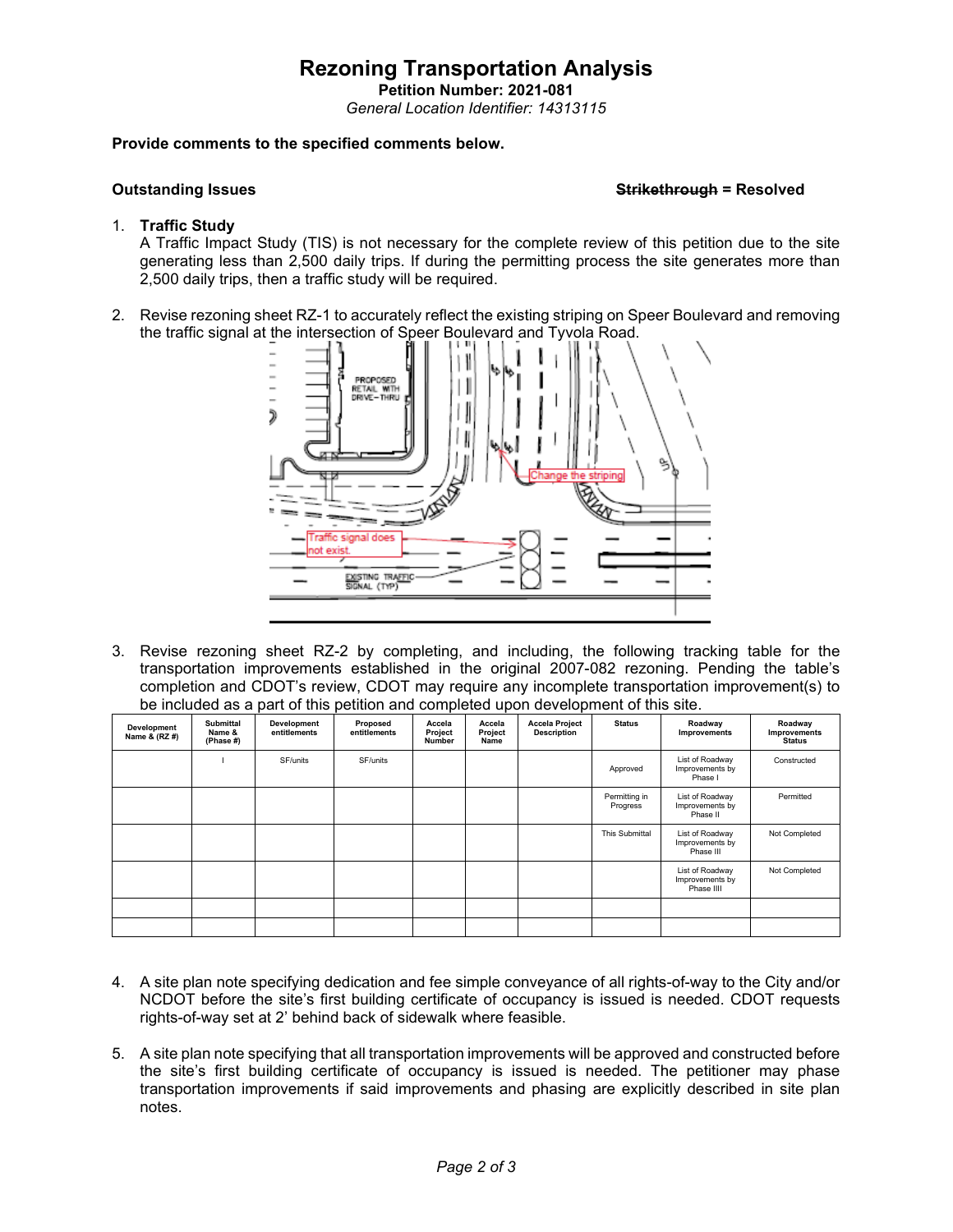# Rezoning Transportation Analysis

**Petition Number: 2021-081**

*General Location Identifier: 14313115*

**Provide comments to the specified comments below.**

**Outstanding Issues** **~~Strikethrough~~ = Resolved**

1. **Traffic Study**
   A Traffic Impact Study (TIS) is not necessary for the complete review of this petition due to the site generating less than 2,500 daily trips. If during the permitting process the site generates more than 2,500 daily trips, then a traffic study will be required.

2. Revise rezoning sheet RZ-1 to accurately reflect the existing striping on Speer Boulevard and removing the traffic signal at the intersection of Speer Boulevard and Tyvola Road.

3. Revise rezoning sheet RZ-2 by completing, and including, the following tracking table for the transportation improvements established in the original 2007-082 rezoning. Pending the table's completion and CDOT's review, CDOT may require any incomplete transportation improvement(s) to be included as a part of this petition and completed upon development of this site.

| Development Name & (RZ #) | Submittal Name & (Phase #) | Development entitlements | Proposed entitlements | Accela Project Number | Accela Project Name | Accela Project Description | Status | Roadway Improvements | Roadway Improvements Status |
|---|---|---|---|---|---|---|---|---|---|
| | I | SF/units | SF/units | | | | Approved | List of Roadway Improvements by Phase I | Constructed |
| | | | | | | | Permitting in Progress | List of Roadway Improvements by Phase II | Permitted |
| | | | | | | | This Submittal | List of Roadway Improvements by Phase III | Not Completed |
| | | | | | | | | List of Roadway Improvements by Phase IIII | Not Completed |
| | | | | | | | | | |
| | | | | | | | | | |

4. A site plan note specifying dedication and fee simple conveyance of all rights-of-way to the City and/or NCDOT before the site's first building certificate of occupancy is issued is needed. CDOT requests rights-of-way set at 2' behind back of sidewalk where feasible.

5. A site plan note specifying that all transportation improvements will be approved and constructed before the site's first building certificate of occupancy is issued is needed. The petitioner may phase transportation improvements if said improvements and phasing are explicitly described in site plan notes.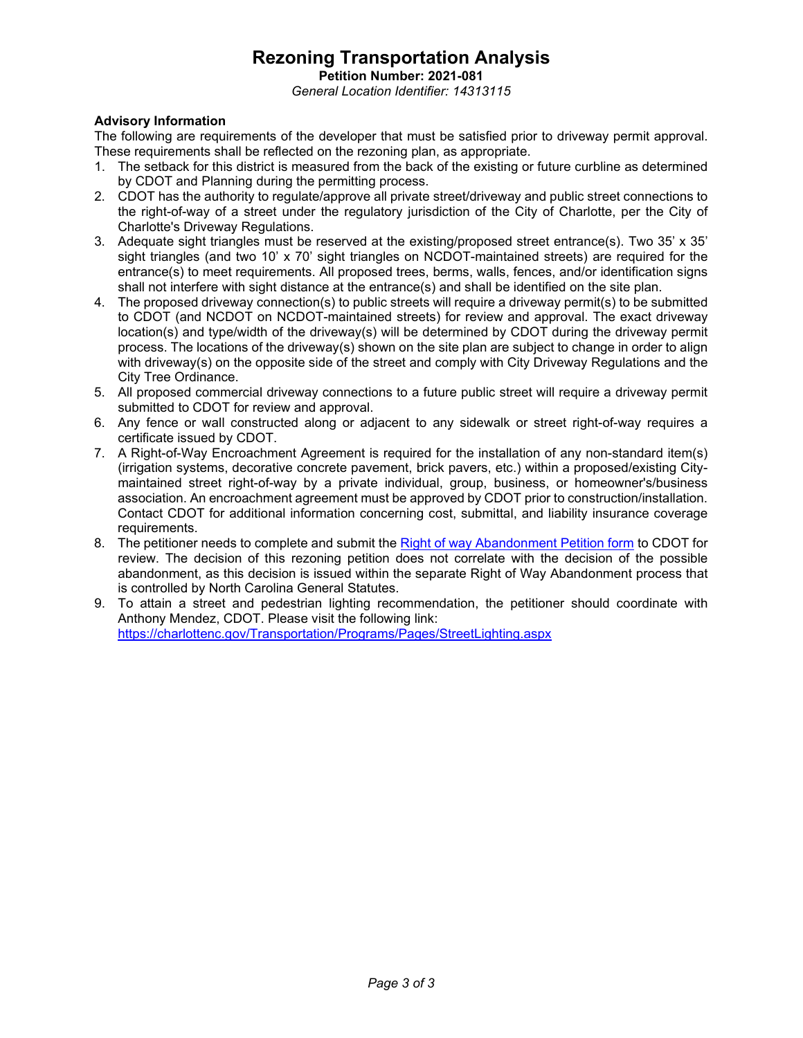# Rezoning Transportation Analysis

**Petition Number: 2021-081**

*General Location Identifier: 14313115*

### Advisory Information

The following are requirements of the developer that must be satisfied prior to driveway permit approval. These requirements shall be reflected on the rezoning plan, as appropriate.

1. The setback for this district is measured from the back of the existing or future curbline as determined by CDOT and Planning during the permitting process.
2. CDOT has the authority to regulate/approve all private street/driveway and public street connections to the right-of-way of a street under the regulatory jurisdiction of the City of Charlotte, per the City of Charlotte's Driveway Regulations.
3. Adequate sight triangles must be reserved at the existing/proposed street entrance(s). Two 35' x 35' sight triangles (and two 10' x 70' sight triangles on NCDOT-maintained streets) are required for the entrance(s) to meet requirements. All proposed trees, berms, walls, fences, and/or identification signs shall not interfere with sight distance at the entrance(s) and shall be identified on the site plan.
4. The proposed driveway connection(s) to public streets will require a driveway permit(s) to be submitted to CDOT (and NCDOT on NCDOT-maintained streets) for review and approval. The exact driveway location(s) and type/width of the driveway(s) will be determined by CDOT during the driveway permit process. The locations of the driveway(s) shown on the site plan are subject to change in order to align with driveway(s) on the opposite side of the street and comply with City Driveway Regulations and the City Tree Ordinance.
5. All proposed commercial driveway connections to a future public street will require a driveway permit submitted to CDOT for review and approval.
6. Any fence or wall constructed along or adjacent to any sidewalk or street right-of-way requires a certificate issued by CDOT.
7. A Right-of-Way Encroachment Agreement is required for the installation of any non-standard item(s) (irrigation systems, decorative concrete pavement, brick pavers, etc.) within a proposed/existing City-maintained street right-of-way by a private individual, group, business, or homeowner's/business association. An encroachment agreement must be approved by CDOT prior to construction/installation. Contact CDOT for additional information concerning cost, submittal, and liability insurance coverage requirements.
8. The petitioner needs to complete and submit the Right of way Abandonment Petition form to CDOT for review. The decision of this rezoning petition does not correlate with the decision of the possible abandonment, as this decision is issued within the separate Right of Way Abandonment process that is controlled by North Carolina General Statutes.
9. To attain a street and pedestrian lighting recommendation, the petitioner should coordinate with Anthony Mendez, CDOT. Please visit the following link: https://charlottenc.gov/Transportation/Programs/Pages/StreetLighting.aspx